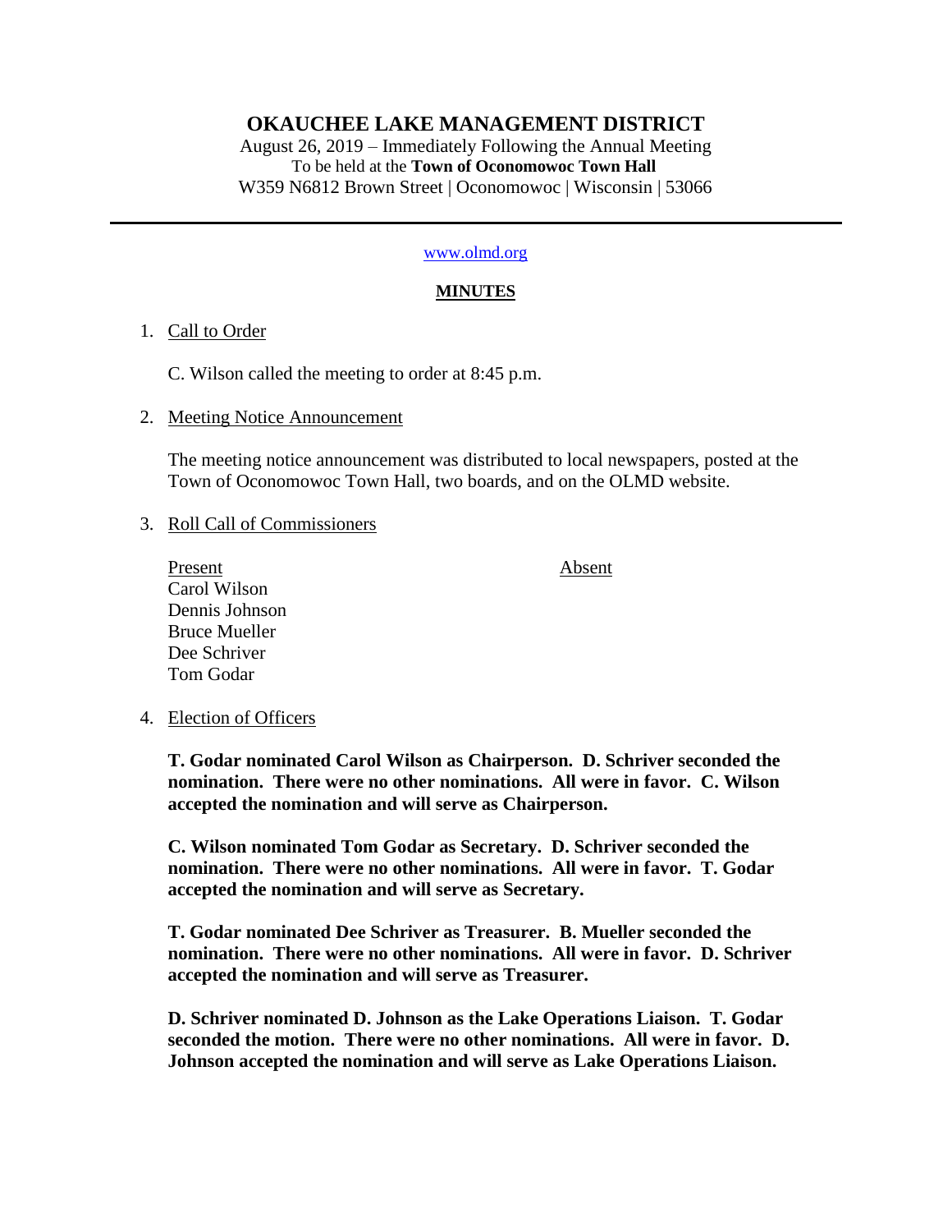# OKAUCHEE LAKE MANAGEMENT DISTRICT

August 26, 2019 – Immediately Following the Annual Meeting
To be held at the **Town of Oconomowoc Town Hall**
W359 N6812 Brown Street | Oconomowoc | Wisconsin | 53066

---

www.olmd.org

## MINUTES

1. Call to Order

   C. Wilson called the meeting to order at 8:45 p.m.

2. Meeting Notice Announcement

   The meeting notice announcement was distributed to local newspapers, posted at the Town of Oconomowoc Town Hall, two boards, and on the OLMD website.

3. Roll Call of Commissioners

   | Present | Absent |
   | --- | --- |
   | Carol Wilson | |
   | Dennis Johnson | |
   | Bruce Mueller | |
   | Dee Schriver | |
   | Tom Godar | |

4. Election of Officers

   **T. Godar nominated Carol Wilson as Chairperson. D. Schriver seconded the nomination. There were no other nominations. All were in favor. C. Wilson accepted the nomination and will serve as Chairperson.**

   **C. Wilson nominated Tom Godar as Secretary. D. Schriver seconded the nomination. There were no other nominations. All were in favor. T. Godar accepted the nomination and will serve as Secretary.**

   **T. Godar nominated Dee Schriver as Treasurer. B. Mueller seconded the nomination. There were no other nominations. All were in favor. D. Schriver accepted the nomination and will serve as Treasurer.**

   **D. Schriver nominated D. Johnson as the Lake Operations Liaison. T. Godar seconded the motion. There were no other nominations. All were in favor. D. Johnson accepted the nomination and will serve as Lake Operations Liaison.**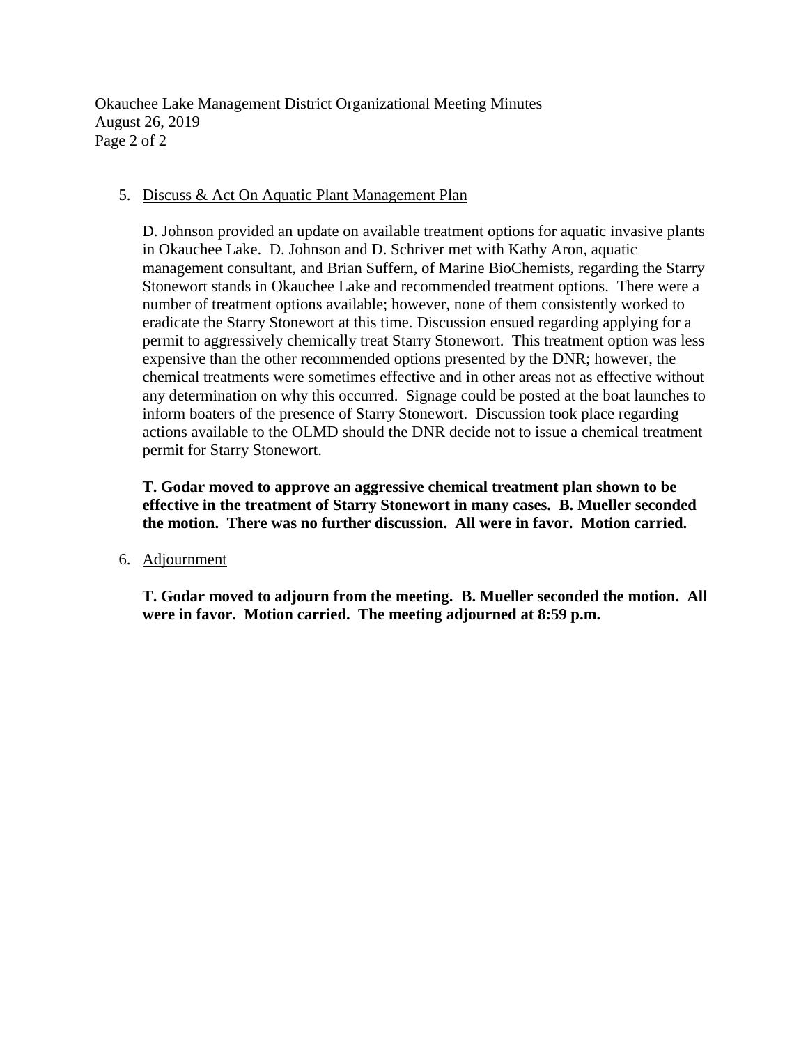5. Discuss & Act On Aquatic Plant Management Plan

   D. Johnson provided an update on available treatment options for aquatic invasive plants in Okauchee Lake. D. Johnson and D. Schriver met with Kathy Aron, aquatic management consultant, and Brian Suffern, of Marine BioChemists, regarding the Starry Stonewort stands in Okauchee Lake and recommended treatment options. There were a number of treatment options available; however, none of them consistently worked to eradicate the Starry Stonewort at this time. Discussion ensued regarding applying for a permit to aggressively chemically treat Starry Stonewort. This treatment option was less expensive than the other recommended options presented by the DNR; however, the chemical treatments were sometimes effective and in other areas not as effective without any determination on why this occurred. Signage could be posted at the boat launches to inform boaters of the presence of Starry Stonewort. Discussion took place regarding actions available to the OLMD should the DNR decide not to issue a chemical treatment permit for Starry Stonewort.

   **T. Godar moved to approve an aggressive chemical treatment plan shown to be effective in the treatment of Starry Stonewort in many cases. B. Mueller seconded the motion. There was no further discussion. All were in favor. Motion carried.**

6. Adjournment

   **T. Godar moved to adjourn from the meeting. B. Mueller seconded the motion. All were in favor. Motion carried. The meeting adjourned at 8:59 p.m.**